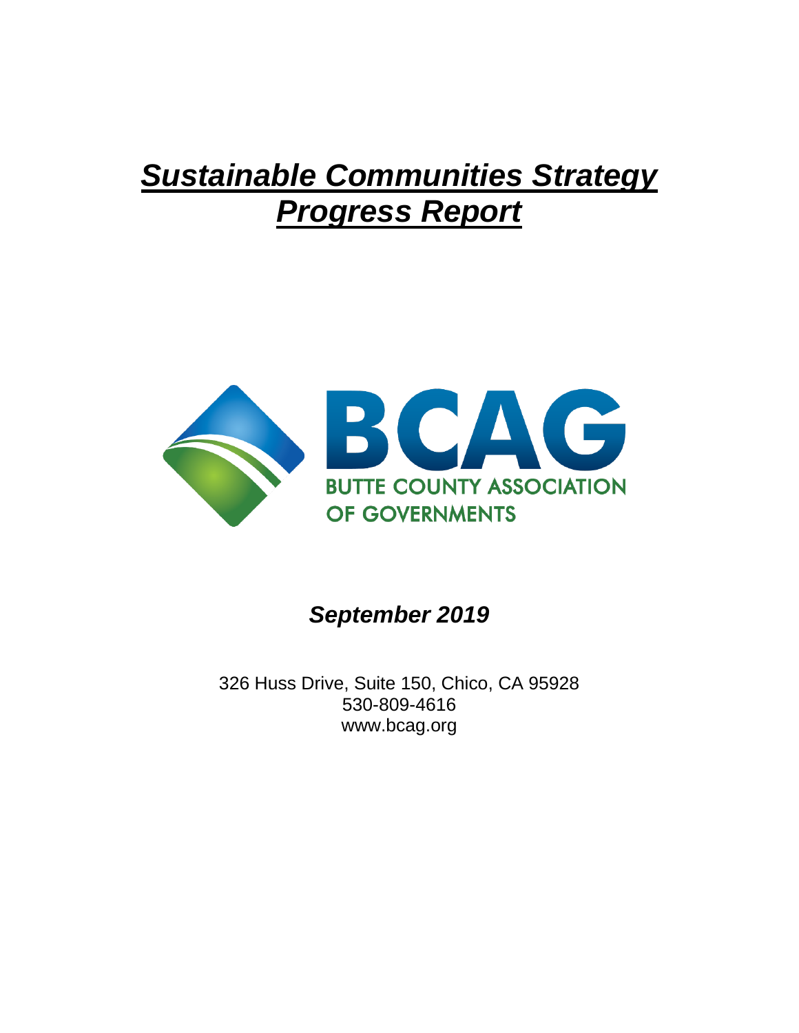# ***Sustainable Communities Strategy Progress Report***

BCAG

BUTTE COUNTY ASSOCIATION OF GOVERNMENTS

***September 2019***

326 Huss Drive, Suite 150, Chico, CA 95928
530-809-4616
www.bcag.org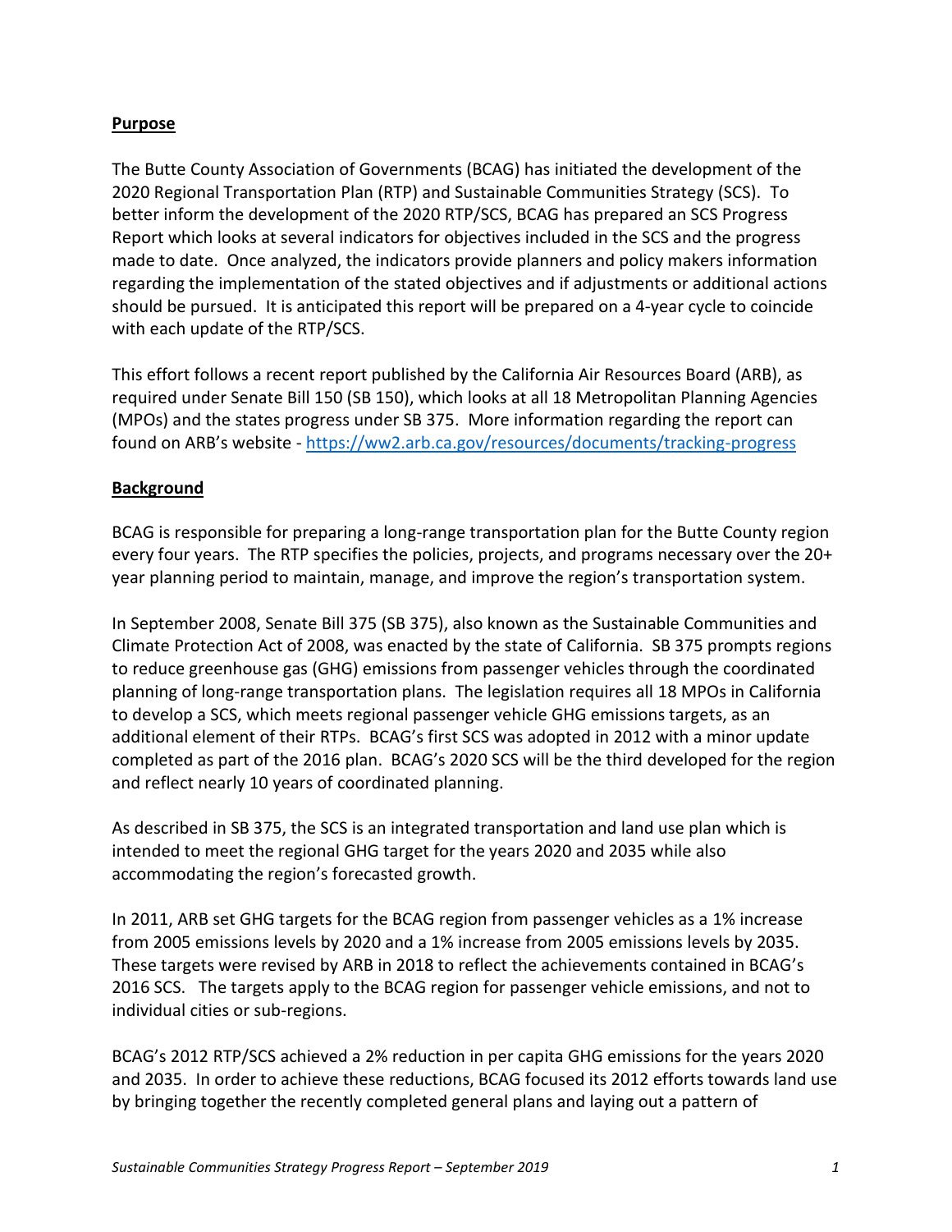**Purpose**

The Butte County Association of Governments (BCAG) has initiated the development of the 2020 Regional Transportation Plan (RTP) and Sustainable Communities Strategy (SCS). To better inform the development of the 2020 RTP/SCS, BCAG has prepared an SCS Progress Report which looks at several indicators for objectives included in the SCS and the progress made to date. Once analyzed, the indicators provide planners and policy makers information regarding the implementation of the stated objectives and if adjustments or additional actions should be pursued. It is anticipated this report will be prepared on a 4-year cycle to coincide with each update of the RTP/SCS.

This effort follows a recent report published by the California Air Resources Board (ARB), as required under Senate Bill 150 (SB 150), which looks at all 18 Metropolitan Planning Agencies (MPOs) and the states progress under SB 375. More information regarding the report can found on ARB's website - [https://ww2.arb.ca.gov/resources/documents/tracking-progress](https://ww2.arb.ca.gov/resources/documents/tracking-progress)

**Background**

BCAG is responsible for preparing a long-range transportation plan for the Butte County region every four years. The RTP specifies the policies, projects, and programs necessary over the 20+ year planning period to maintain, manage, and improve the region's transportation system.

In September 2008, Senate Bill 375 (SB 375), also known as the Sustainable Communities and Climate Protection Act of 2008, was enacted by the state of California. SB 375 prompts regions to reduce greenhouse gas (GHG) emissions from passenger vehicles through the coordinated planning of long-range transportation plans. The legislation requires all 18 MPOs in California to develop a SCS, which meets regional passenger vehicle GHG emissions targets, as an additional element of their RTPs. BCAG's first SCS was adopted in 2012 with a minor update completed as part of the 2016 plan. BCAG's 2020 SCS will be the third developed for the region and reflect nearly 10 years of coordinated planning.

As described in SB 375, the SCS is an integrated transportation and land use plan which is intended to meet the regional GHG target for the years 2020 and 2035 while also accommodating the region's forecasted growth.

In 2011, ARB set GHG targets for the BCAG region from passenger vehicles as a 1% increase from 2005 emissions levels by 2020 and a 1% increase from 2005 emissions levels by 2035. These targets were revised by ARB in 2018 to reflect the achievements contained in BCAG's 2016 SCS. The targets apply to the BCAG region for passenger vehicle emissions, and not to individual cities or sub-regions.

BCAG's 2012 RTP/SCS achieved a 2% reduction in per capita GHG emissions for the years 2020 and 2035. In order to achieve these reductions, BCAG focused its 2012 efforts towards land use by bringing together the recently completed general plans and laying out a pattern of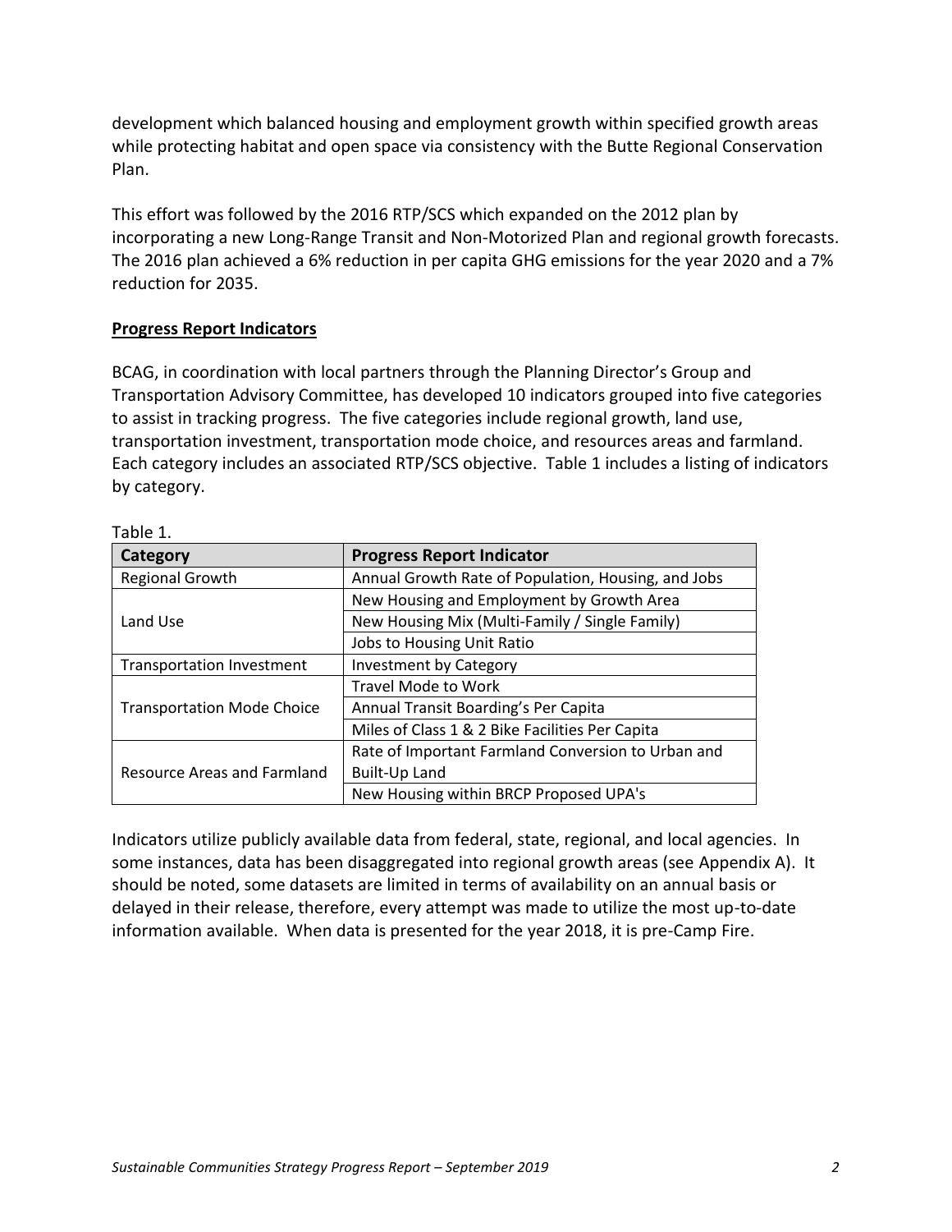development which balanced housing and employment growth within specified growth areas while protecting habitat and open space via consistency with the Butte Regional Conservation Plan.

This effort was followed by the 2016 RTP/SCS which expanded on the 2012 plan by incorporating a new Long-Range Transit and Non-Motorized Plan and regional growth forecasts. The 2016 plan achieved a 6% reduction in per capita GHG emissions for the year 2020 and a 7% reduction for 2035.

## Progress Report Indicators

BCAG, in coordination with local partners through the Planning Director's Group and Transportation Advisory Committee, has developed 10 indicators grouped into five categories to assist in tracking progress. The five categories include regional growth, land use, transportation investment, transportation mode choice, and resources areas and farmland. Each category includes an associated RTP/SCS objective. Table 1 includes a listing of indicators by category.

Table 1.

| Category | Progress Report Indicator |
|---|---|
| Regional Growth | Annual Growth Rate of Population, Housing, and Jobs |
| Land Use | New Housing and Employment by Growth Area |
| | New Housing Mix (Multi-Family / Single Family) |
| | Jobs to Housing Unit Ratio |
| Transportation Investment | Investment by Category |
| Transportation Mode Choice | Travel Mode to Work |
| | Annual Transit Boarding's Per Capita |
| | Miles of Class 1 & 2 Bike Facilities Per Capita |
| Resource Areas and Farmland | Rate of Important Farmland Conversion to Urban and Built-Up Land |
| | New Housing within BRCP Proposed UPA's |

Indicators utilize publicly available data from federal, state, regional, and local agencies. In some instances, data has been disaggregated into regional growth areas (see Appendix A). It should be noted, some datasets are limited in terms of availability on an annual basis or delayed in their release, therefore, every attempt was made to utilize the most up-to-date information available. When data is presented for the year 2018, it is pre-Camp Fire.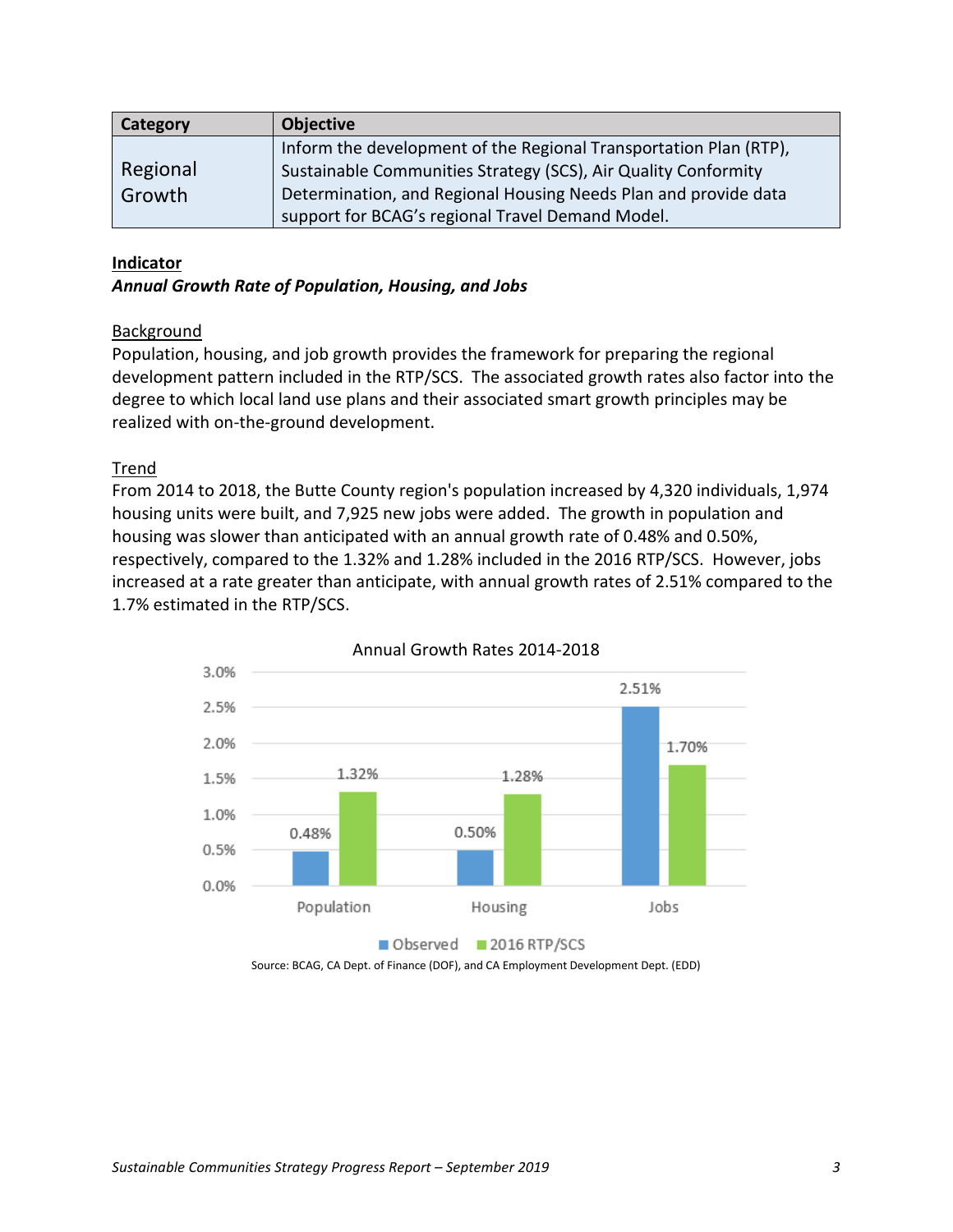| Category | Objective |
| --- | --- |
| Regional Growth | Inform the development of the Regional Transportation Plan (RTP), Sustainable Communities Strategy (SCS), Air Quality Conformity Determination, and Regional Housing Needs Plan and provide data support for BCAG's regional Travel Demand Model. |

**Indicator**

***Annual Growth Rate of Population, Housing, and Jobs***

Background

Population, housing, and job growth provides the framework for preparing the regional development pattern included in the RTP/SCS. The associated growth rates also factor into the degree to which local land use plans and their associated smart growth principles may be realized with on-the-ground development.

Trend

From 2014 to 2018, the Butte County region's population increased by 4,320 individuals, 1,974 housing units were built, and 7,925 new jobs were added. The growth in population and housing was slower than anticipated with an annual growth rate of 0.48% and 0.50%, respectively, compared to the 1.32% and 1.28% included in the 2016 RTP/SCS. However, jobs increased at a rate greater than anticipate, with annual growth rates of 2.51% compared to the 1.7% estimated in the RTP/SCS.

Annual Growth Rates 2014-2018

| | Observed | 2016 RTP/SCS |
| --- | --- | --- |
| Population | 0.48% | 1.32% |
| Housing | 0.50% | 1.28% |
| Jobs | 2.51% | 1.70% |

Source: BCAG, CA Dept. of Finance (DOF), and CA Employment Development Dept. (EDD)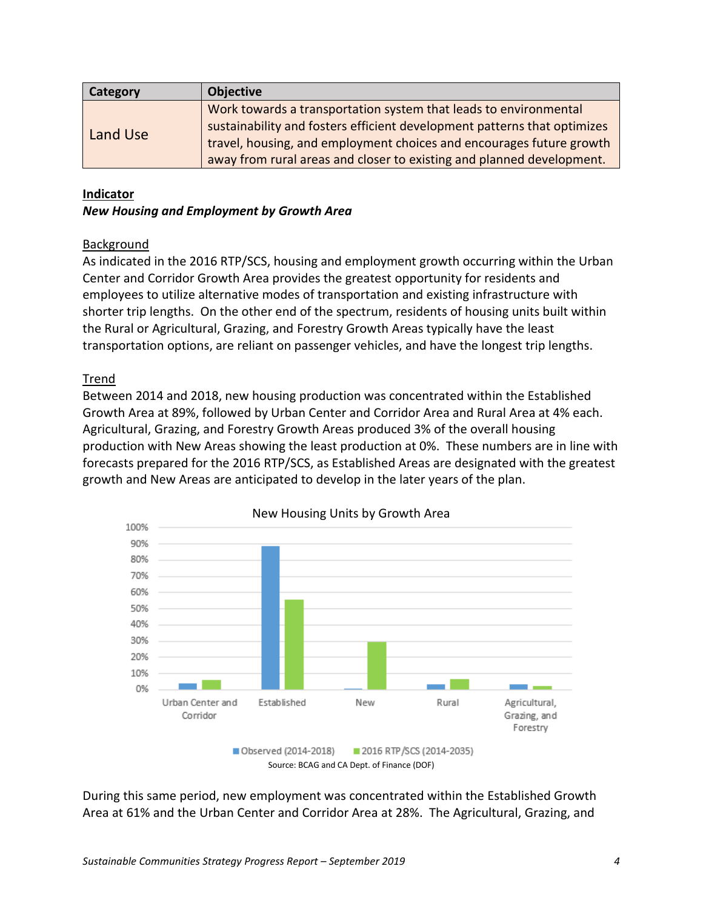| Category | Objective |
| --- | --- |
| Land Use | Work towards a transportation system that leads to environmental sustainability and fosters efficient development patterns that optimizes travel, housing, and employment choices and encourages future growth away from rural areas and closer to existing and planned development. |

**Indicator**

***New Housing and Employment by Growth Area***

Background

As indicated in the 2016 RTP/SCS, housing and employment growth occurring within the Urban Center and Corridor Growth Area provides the greatest opportunity for residents and employees to utilize alternative modes of transportation and existing infrastructure with shorter trip lengths. On the other end of the spectrum, residents of housing units built within the Rural or Agricultural, Grazing, and Forestry Growth Areas typically have the least transportation options, are reliant on passenger vehicles, and have the longest trip lengths.

Trend

Between 2014 and 2018, new housing production was concentrated within the Established Growth Area at 89%, followed by Urban Center and Corridor Area and Rural Area at 4% each. Agricultural, Grazing, and Forestry Growth Areas produced 3% of the overall housing production with New Areas showing the least production at 0%. These numbers are in line with forecasts prepared for the 2016 RTP/SCS, as Established Areas are designated with the greatest growth and New Areas are anticipated to develop in the later years of the plan.

New Housing Units by Growth Area

Source: BCAG and CA Dept. of Finance (DOF)

During this same period, new employment was concentrated within the Established Growth Area at 61% and the Urban Center and Corridor Area at 28%. The Agricultural, Grazing, and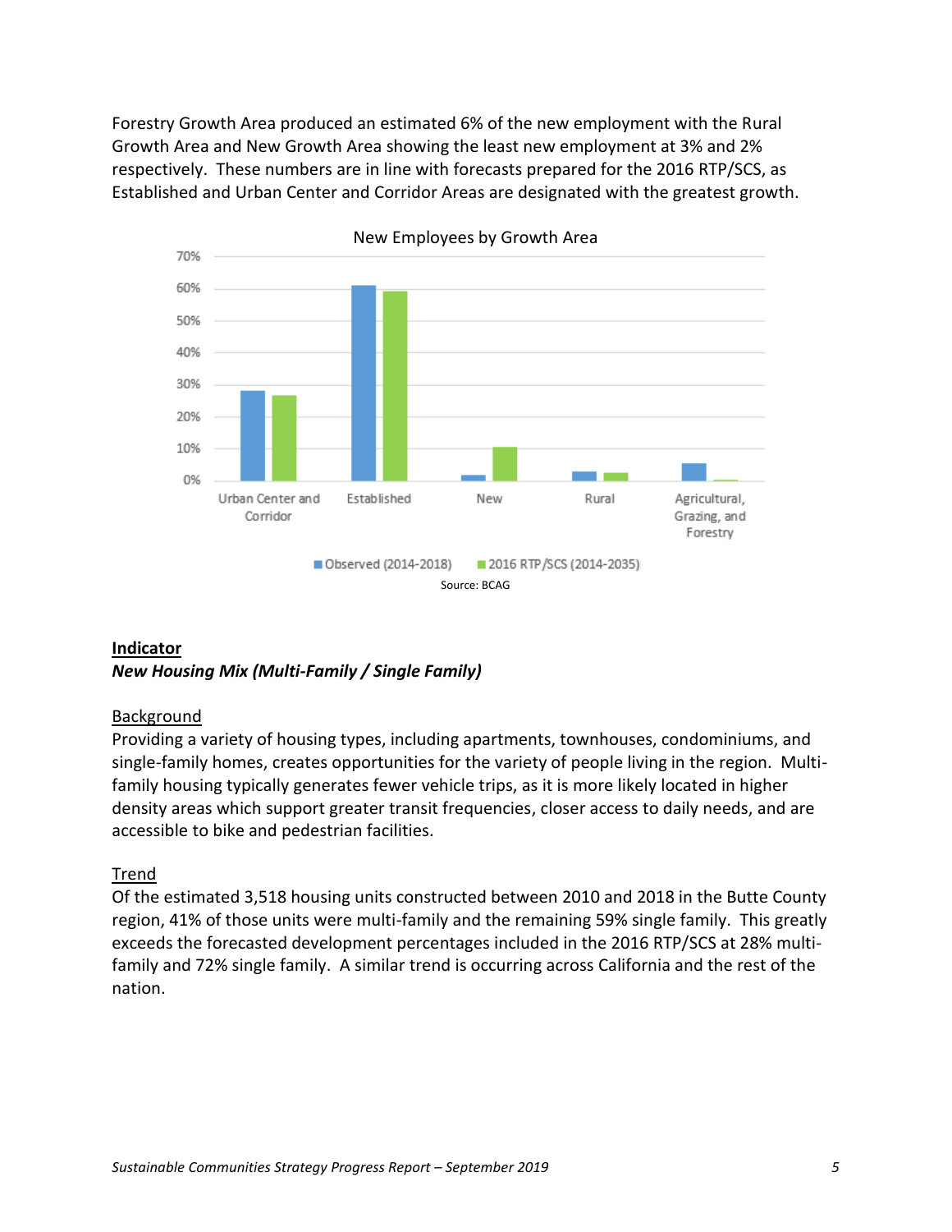Forestry Growth Area produced an estimated 6% of the new employment with the Rural Growth Area and New Growth Area showing the least new employment at 3% and 2% respectively. These numbers are in line with forecasts prepared for the 2016 RTP/SCS, as Established and Urban Center and Corridor Areas are designated with the greatest growth.

New Employees by Growth Area

Source: BCAG

**Indicator**

***New Housing Mix (Multi-Family / Single Family)***

Background

Providing a variety of housing types, including apartments, townhouses, condominiums, and single-family homes, creates opportunities for the variety of people living in the region. Multi-family housing typically generates fewer vehicle trips, as it is more likely located in higher density areas which support greater transit frequencies, closer access to daily needs, and are accessible to bike and pedestrian facilities.

Trend

Of the estimated 3,518 housing units constructed between 2010 and 2018 in the Butte County region, 41% of those units were multi-family and the remaining 59% single family. This greatly exceeds the forecasted development percentages included in the 2016 RTP/SCS at 28% multi-family and 72% single family. A similar trend is occurring across California and the rest of the nation.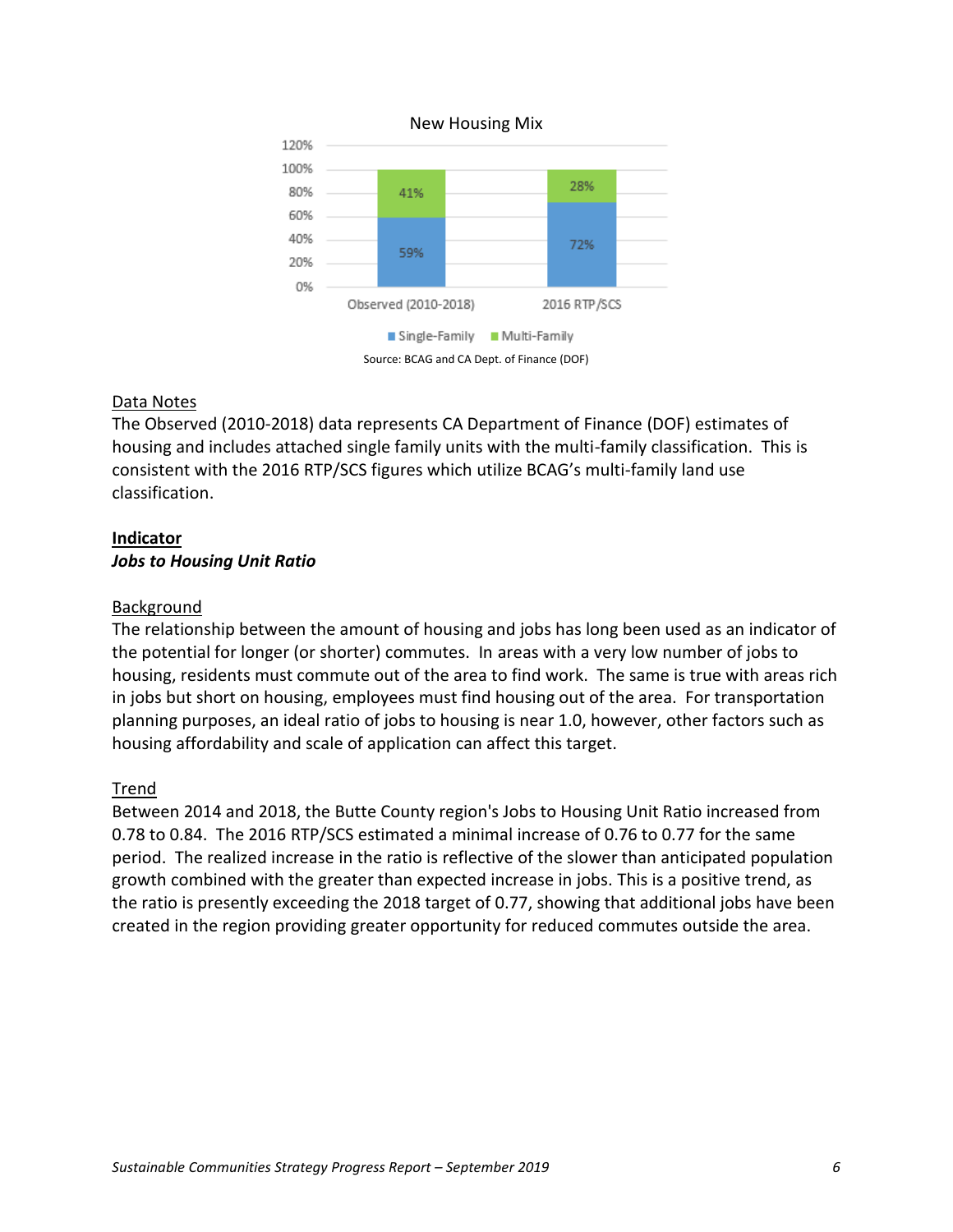New Housing Mix

| | Single-Family | Multi-Family |
|---|---|---|
| Observed (2010-2018) | 59% | 41% |
| 2016 RTP/SCS | 72% | 28% |

Source: BCAG and CA Dept. of Finance (DOF)

Data Notes

The Observed (2010-2018) data represents CA Department of Finance (DOF) estimates of housing and includes attached single family units with the multi-family classification. This is consistent with the 2016 RTP/SCS figures which utilize BCAG's multi-family land use classification.

## Indicator

### *Jobs to Housing Unit Ratio*

Background

The relationship between the amount of housing and jobs has long been used as an indicator of the potential for longer (or shorter) commutes. In areas with a very low number of jobs to housing, residents must commute out of the area to find work. The same is true with areas rich in jobs but short on housing, employees must find housing out of the area. For transportation planning purposes, an ideal ratio of jobs to housing is near 1.0, however, other factors such as housing affordability and scale of application can affect this target.

Trend

Between 2014 and 2018, the Butte County region's Jobs to Housing Unit Ratio increased from 0.78 to 0.84. The 2016 RTP/SCS estimated a minimal increase of 0.76 to 0.77 for the same period. The realized increase in the ratio is reflective of the slower than anticipated population growth combined with the greater than expected increase in jobs. This is a positive trend, as the ratio is presently exceeding the 2018 target of 0.77, showing that additional jobs have been created in the region providing greater opportunity for reduced commutes outside the area.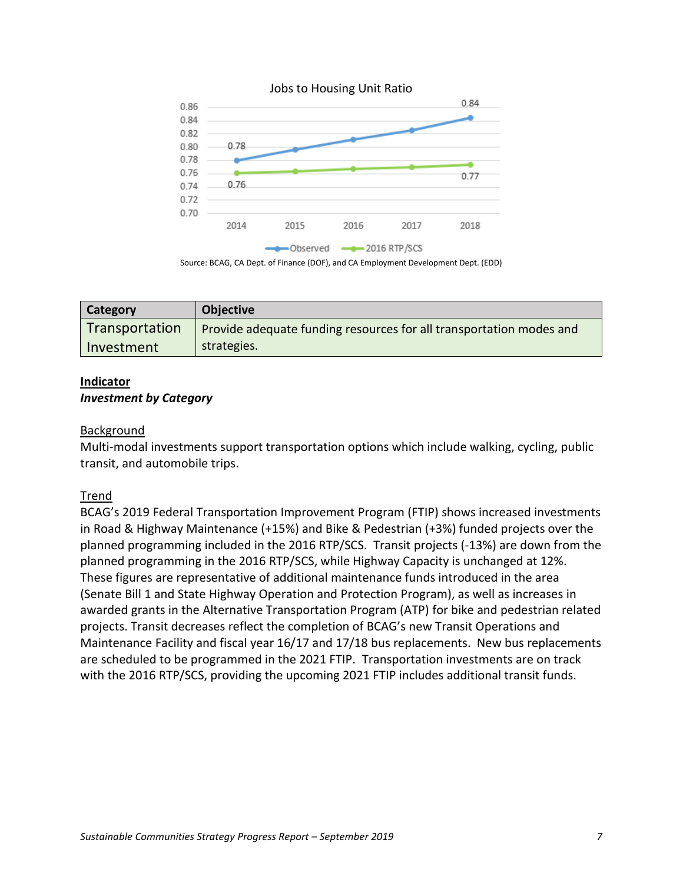Jobs to Housing Unit Ratio

Source: BCAG, CA Dept. of Finance (DOF), and CA Employment Development Dept. (EDD)

| Category | Objective |
|---|---|
| Transportation Investment | Provide adequate funding resources for all transportation modes and strategies. |

**Indicator**

***Investment by Category***

Background

Multi-modal investments support transportation options which include walking, cycling, public transit, and automobile trips.

Trend

BCAG's 2019 Federal Transportation Improvement Program (FTIP) shows increased investments in Road & Highway Maintenance (+15%) and Bike & Pedestrian (+3%) funded projects over the planned programming included in the 2016 RTP/SCS. Transit projects (-13%) are down from the planned programming in the 2016 RTP/SCS, while Highway Capacity is unchanged at 12%. These figures are representative of additional maintenance funds introduced in the area (Senate Bill 1 and State Highway Operation and Protection Program), as well as increases in awarded grants in the Alternative Transportation Program (ATP) for bike and pedestrian related projects. Transit decreases reflect the completion of BCAG's new Transit Operations and Maintenance Facility and fiscal year 16/17 and 17/18 bus replacements. New bus replacements are scheduled to be programmed in the 2021 FTIP. Transportation investments are on track with the 2016 RTP/SCS, providing the upcoming 2021 FTIP includes additional transit funds.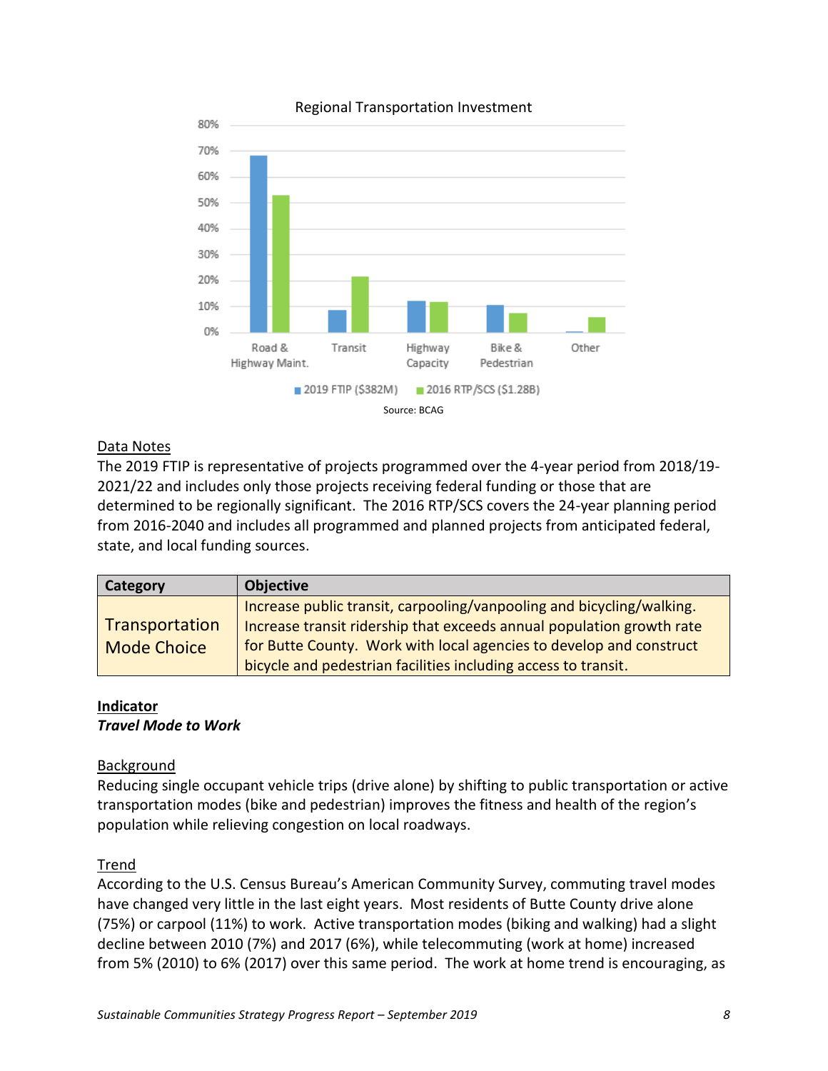Regional Transportation Investment

Source: BCAG

Data Notes

The 2019 FTIP is representative of projects programmed over the 4-year period from 2018/19-2021/22 and includes only those projects receiving federal funding or those that are determined to be regionally significant. The 2016 RTP/SCS covers the 24-year planning period from 2016-2040 and includes all programmed and planned projects from anticipated federal, state, and local funding sources.

| Category | Objective |
|---|---|
| Transportation Mode Choice | Increase public transit, carpooling/vanpooling and bicycling/walking. Increase transit ridership that exceeds annual population growth rate for Butte County. Work with local agencies to develop and construct bicycle and pedestrian facilities including access to transit. |

**Indicator**

***Travel Mode to Work***

Background

Reducing single occupant vehicle trips (drive alone) by shifting to public transportation or active transportation modes (bike and pedestrian) improves the fitness and health of the region's population while relieving congestion on local roadways.

Trend

According to the U.S. Census Bureau's American Community Survey, commuting travel modes have changed very little in the last eight years. Most residents of Butte County drive alone (75%) or carpool (11%) to work. Active transportation modes (biking and walking) had a slight decline between 2010 (7%) and 2017 (6%), while telecommuting (work at home) increased from 5% (2010) to 6% (2017) over this same period. The work at home trend is encouraging, as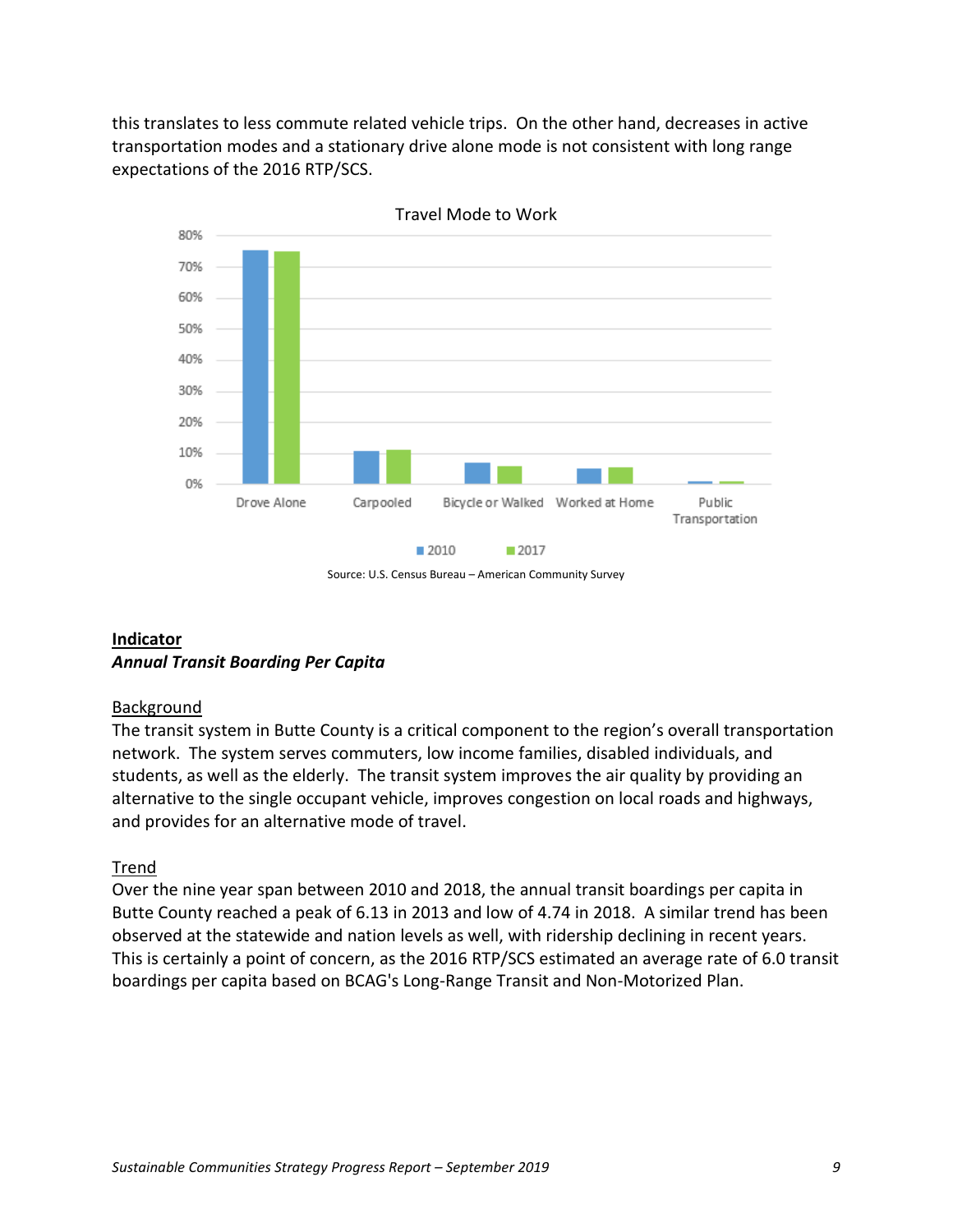this translates to less commute related vehicle trips. On the other hand, decreases in active transportation modes and a stationary drive alone mode is not consistent with long range expectations of the 2016 RTP/SCS.

Travel Mode to Work

Source: U.S. Census Bureau – American Community Survey

**Indicator**

***Annual Transit Boarding Per Capita***

Background

The transit system in Butte County is a critical component to the region's overall transportation network. The system serves commuters, low income families, disabled individuals, and students, as well as the elderly. The transit system improves the air quality by providing an alternative to the single occupant vehicle, improves congestion on local roads and highways, and provides for an alternative mode of travel.

Trend

Over the nine year span between 2010 and 2018, the annual transit boardings per capita in Butte County reached a peak of 6.13 in 2013 and low of 4.74 in 2018. A similar trend has been observed at the statewide and nation levels as well, with ridership declining in recent years. This is certainly a point of concern, as the 2016 RTP/SCS estimated an average rate of 6.0 transit boardings per capita based on BCAG's Long-Range Transit and Non-Motorized Plan.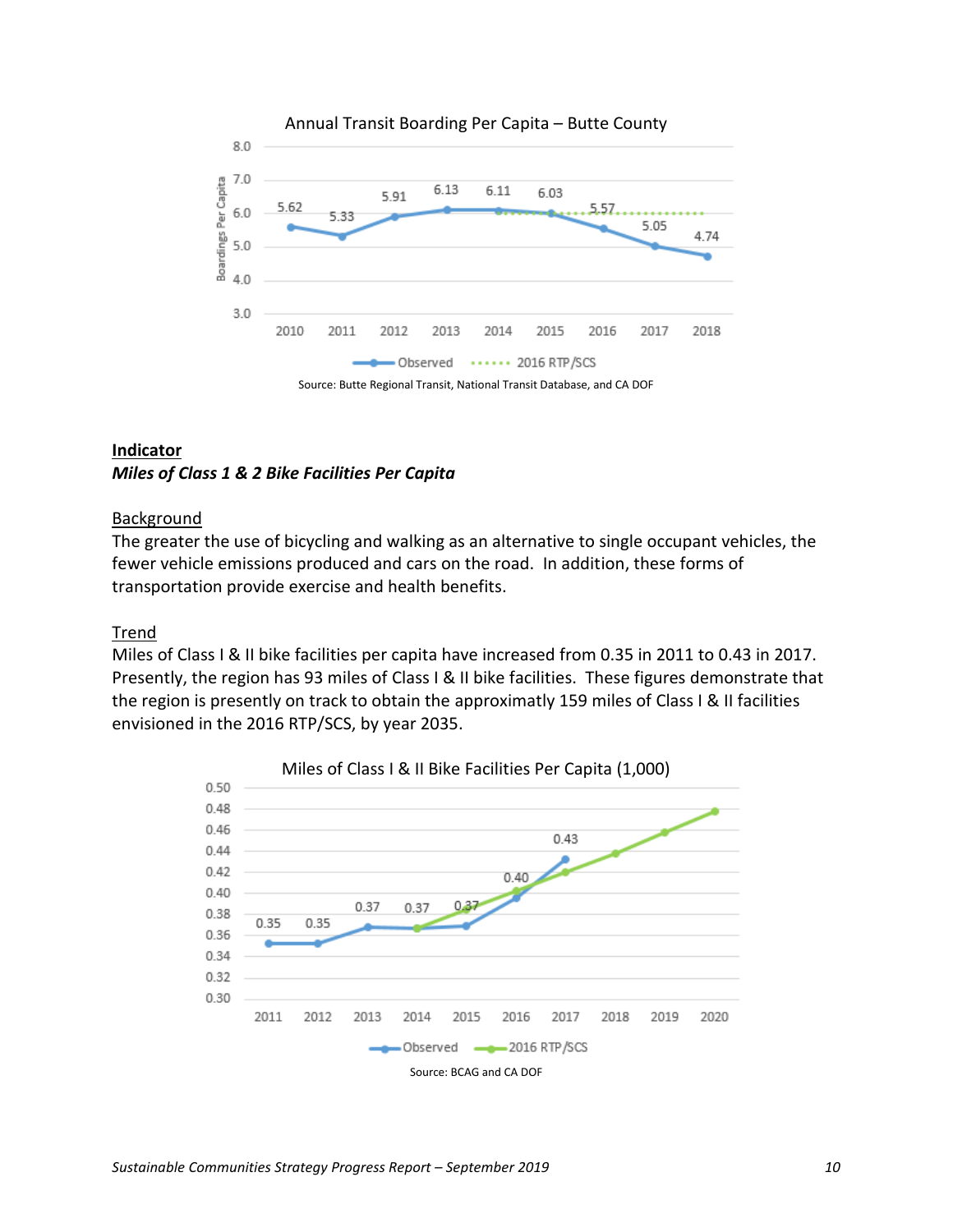Annual Transit Boarding Per Capita – Butte County

Source: Butte Regional Transit, National Transit Database, and CA DOF

**Indicator**

***Miles of Class 1 & 2 Bike Facilities Per Capita***

Background

The greater the use of bicycling and walking as an alternative to single occupant vehicles, the fewer vehicle emissions produced and cars on the road. In addition, these forms of transportation provide exercise and health benefits.

Trend

Miles of Class I & II bike facilities per capita have increased from 0.35 in 2011 to 0.43 in 2017. Presently, the region has 93 miles of Class I & II bike facilities. These figures demonstrate that the region is presently on track to obtain the approximatly 159 miles of Class I & II facilities envisioned in the 2016 RTP/SCS, by year 2035.

Miles of Class I & II Bike Facilities Per Capita (1,000)

Source: BCAG and CA DOF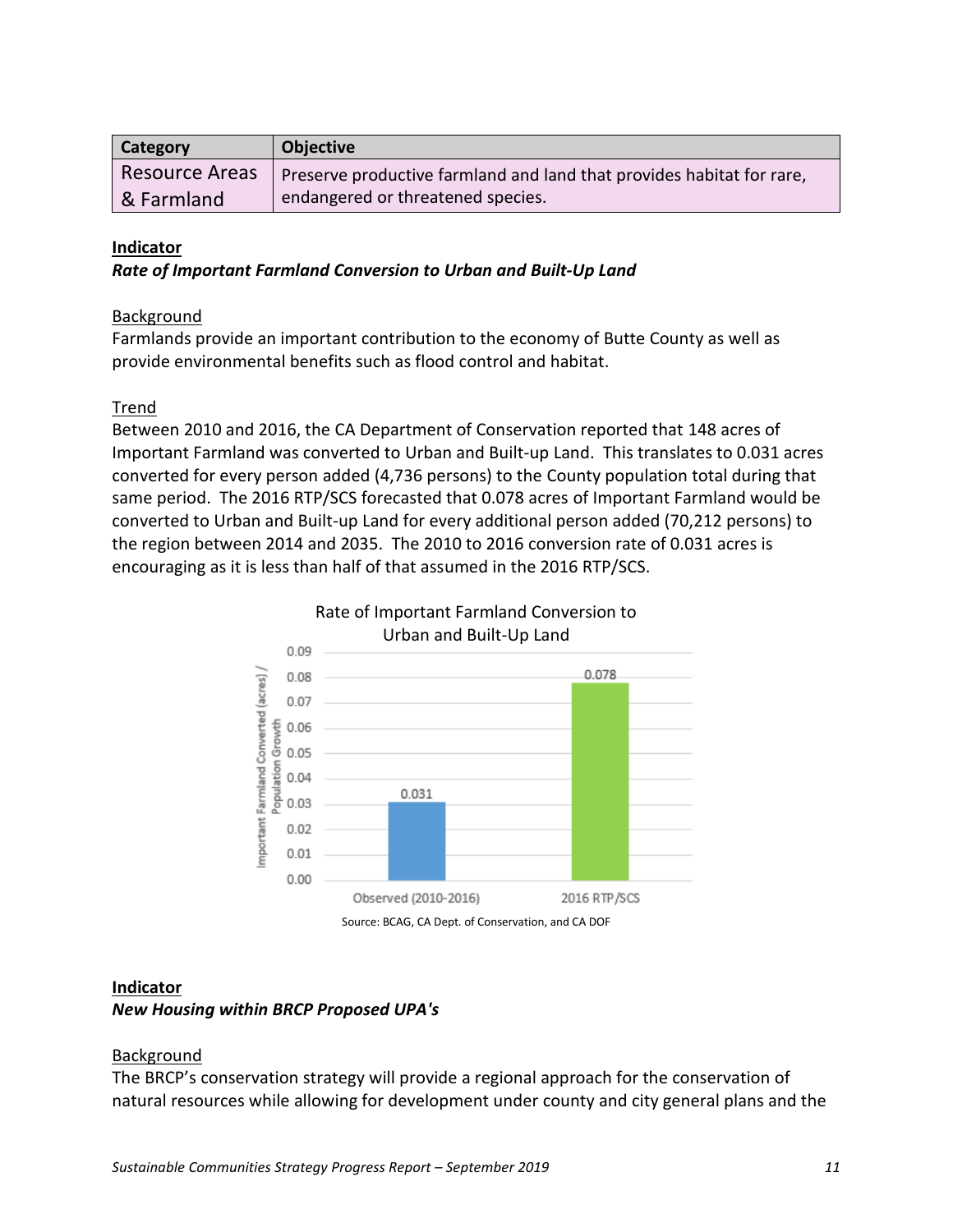| Category | Objective |
|---|---|
| Resource Areas & Farmland | Preserve productive farmland and land that provides habitat for rare, endangered or threatened species. |

**Indicator**

***Rate of Important Farmland Conversion to Urban and Built-Up Land***

Background

Farmlands provide an important contribution to the economy of Butte County as well as provide environmental benefits such as flood control and habitat.

Trend

Between 2010 and 2016, the CA Department of Conservation reported that 148 acres of Important Farmland was converted to Urban and Built-up Land. This translates to 0.031 acres converted for every person added (4,736 persons) to the County population total during that same period. The 2016 RTP/SCS forecasted that 0.078 acres of Important Farmland would be converted to Urban and Built-up Land for every additional person added (70,212 persons) to the region between 2014 and 2035. The 2010 to 2016 conversion rate of 0.031 acres is encouraging as it is less than half of that assumed in the 2016 RTP/SCS.

Rate of Important Farmland Conversion to Urban and Built-Up Land

| | Important Farmland Converted (acres) / Population Growth |
|---|---|
| Observed (2010-2016) | 0.031 |
| 2016 RTP/SCS | 0.078 |

Source: BCAG, CA Dept. of Conservation, and CA DOF

**Indicator**

***New Housing within BRCP Proposed UPA's***

Background

The BRCP's conservation strategy will provide a regional approach for the conservation of natural resources while allowing for development under county and city general plans and the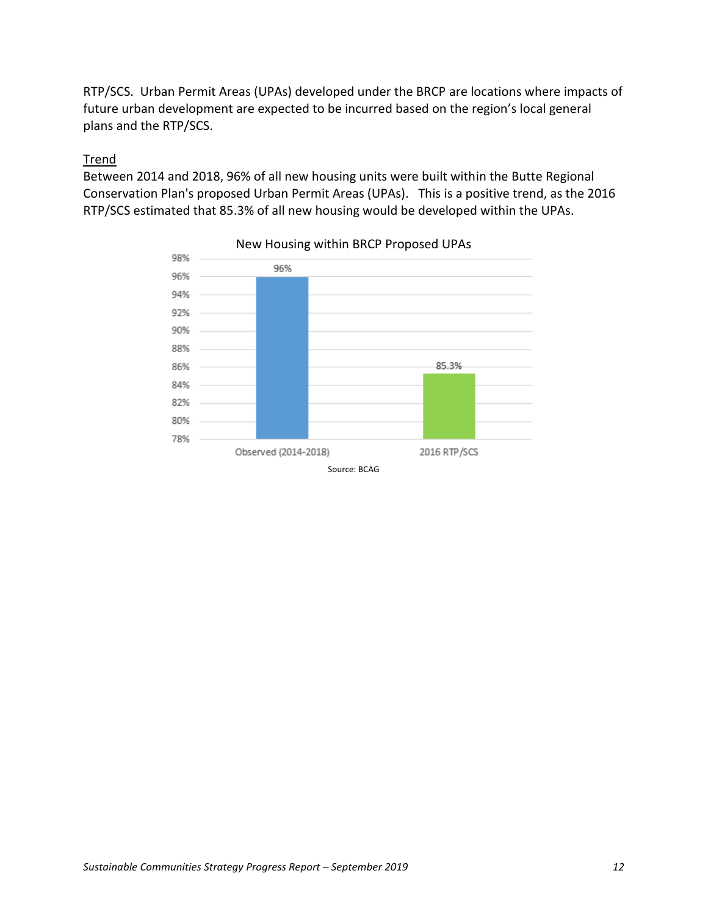RTP/SCS. Urban Permit Areas (UPAs) developed under the BRCP are locations where impacts of future urban development are expected to be incurred based on the region's local general plans and the RTP/SCS.

<u>Trend</u>

Between 2014 and 2018, 96% of all new housing units were built within the Butte Regional Conservation Plan's proposed Urban Permit Areas (UPAs). This is a positive trend, as the 2016 RTP/SCS estimated that 85.3% of all new housing would be developed within the UPAs.

New Housing within BRCP Proposed UPAs

| | New Housing within BRCP Proposed UPAs |
|---|---|
| Observed (2014-2018) | 96% |
| 2016 RTP/SCS | 85.3% |

Source: BCAG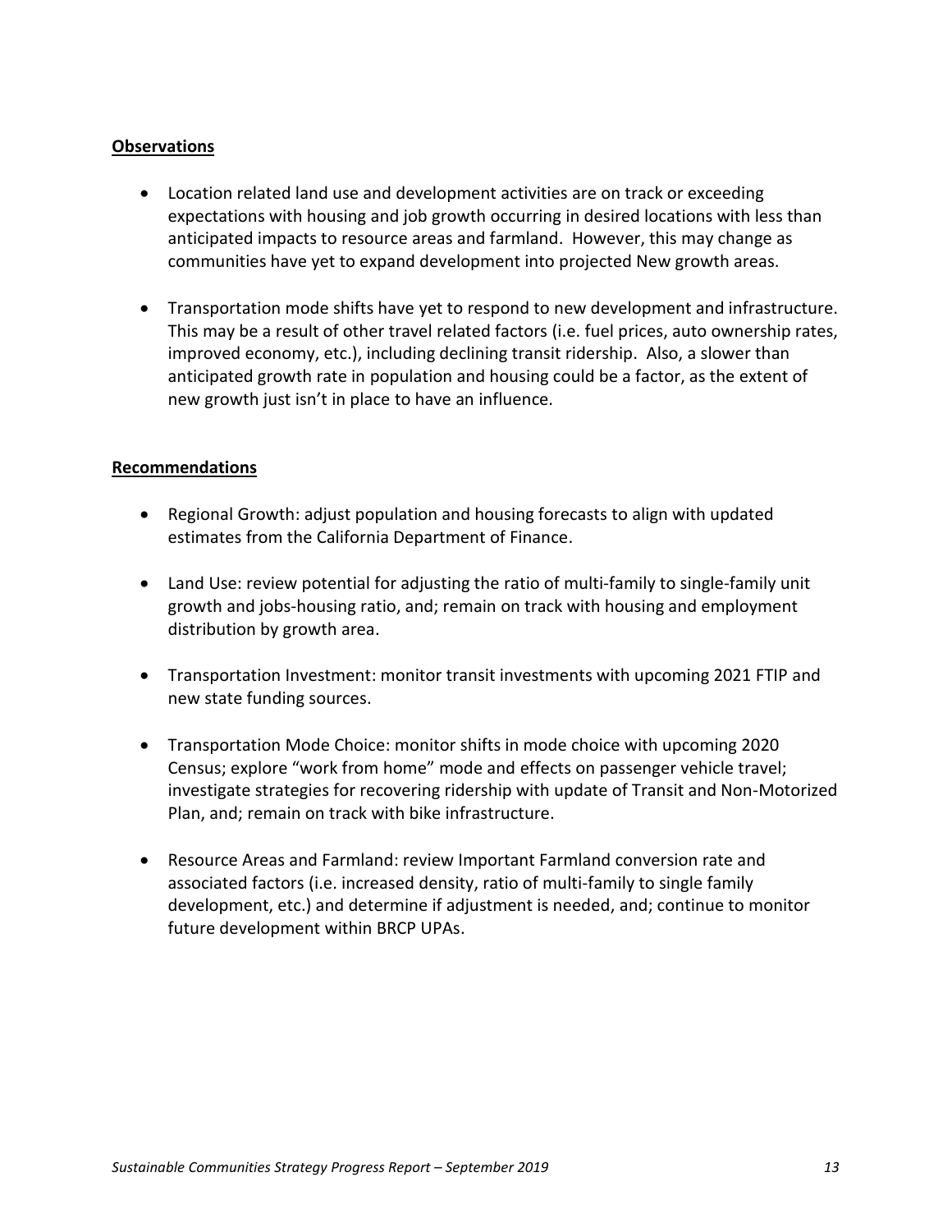## Observations

- Location related land use and development activities are on track or exceeding expectations with housing and job growth occurring in desired locations with less than anticipated impacts to resource areas and farmland. However, this may change as communities have yet to expand development into projected New growth areas.

- Transportation mode shifts have yet to respond to new development and infrastructure. This may be a result of other travel related factors (i.e. fuel prices, auto ownership rates, improved economy, etc.), including declining transit ridership. Also, a slower than anticipated growth rate in population and housing could be a factor, as the extent of new growth just isn't in place to have an influence.

## Recommendations

- Regional Growth: adjust population and housing forecasts to align with updated estimates from the California Department of Finance.

- Land Use: review potential for adjusting the ratio of multi-family to single-family unit growth and jobs-housing ratio, and; remain on track with housing and employment distribution by growth area.

- Transportation Investment: monitor transit investments with upcoming 2021 FTIP and new state funding sources.

- Transportation Mode Choice: monitor shifts in mode choice with upcoming 2020 Census; explore "work from home" mode and effects on passenger vehicle travel; investigate strategies for recovering ridership with update of Transit and Non-Motorized Plan, and; remain on track with bike infrastructure.

- Resource Areas and Farmland: review Important Farmland conversion rate and associated factors (i.e. increased density, ratio of multi-family to single family development, etc.) and determine if adjustment is needed, and; continue to monitor future development within BRCP UPAs.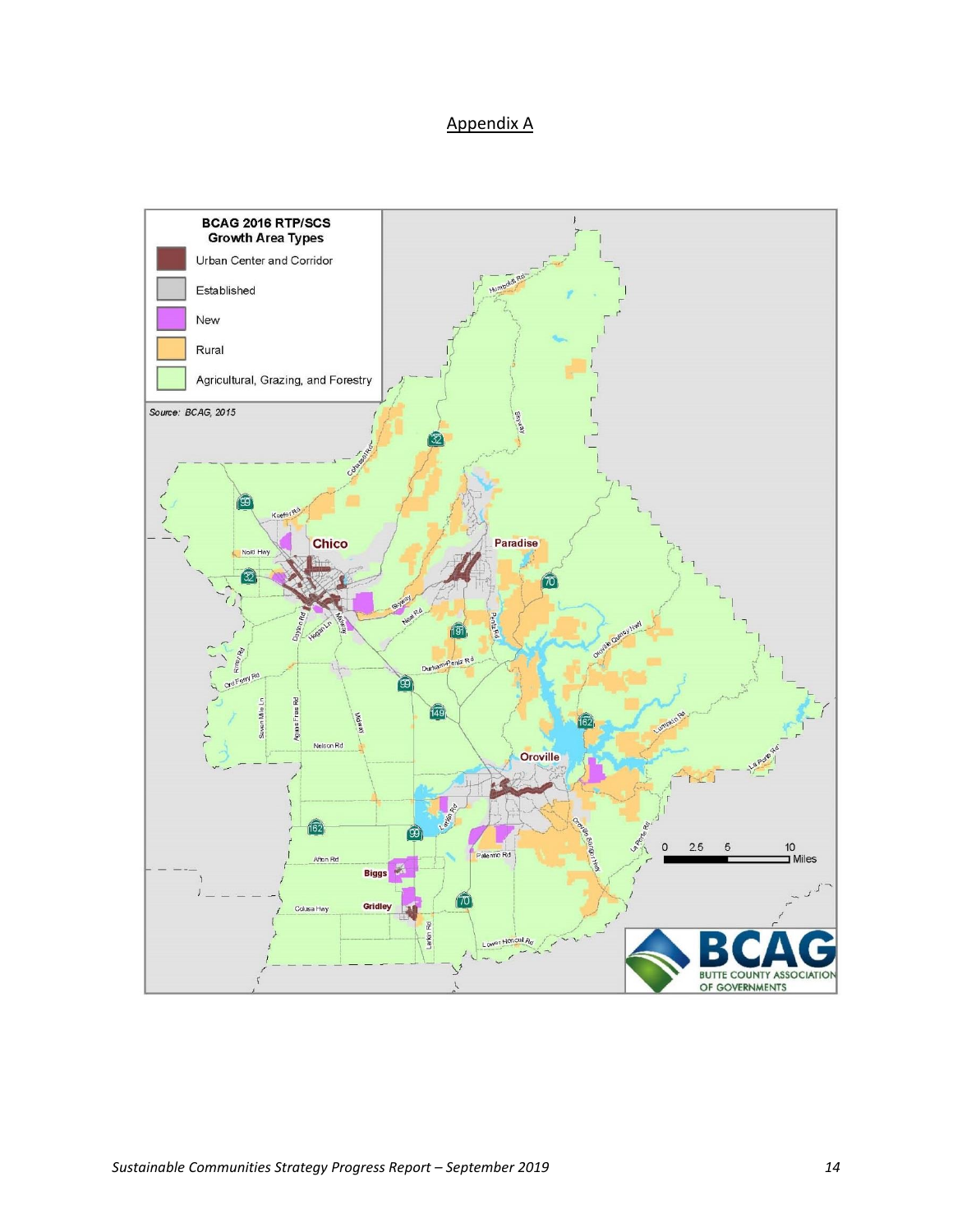Appendix A

BCAG 2016 RTP/SCS
Growth Area Types

Urban Center and Corridor

Established

New

Rural

Agricultural, Grazing, and Forestry

Source: BCAG, 2015

Chico

Paradise

Oroville

Biggs

Gridley

0 2.5 5 10 Miles

BCAG BUTTE COUNTY ASSOCIATION OF GOVERNMENTS